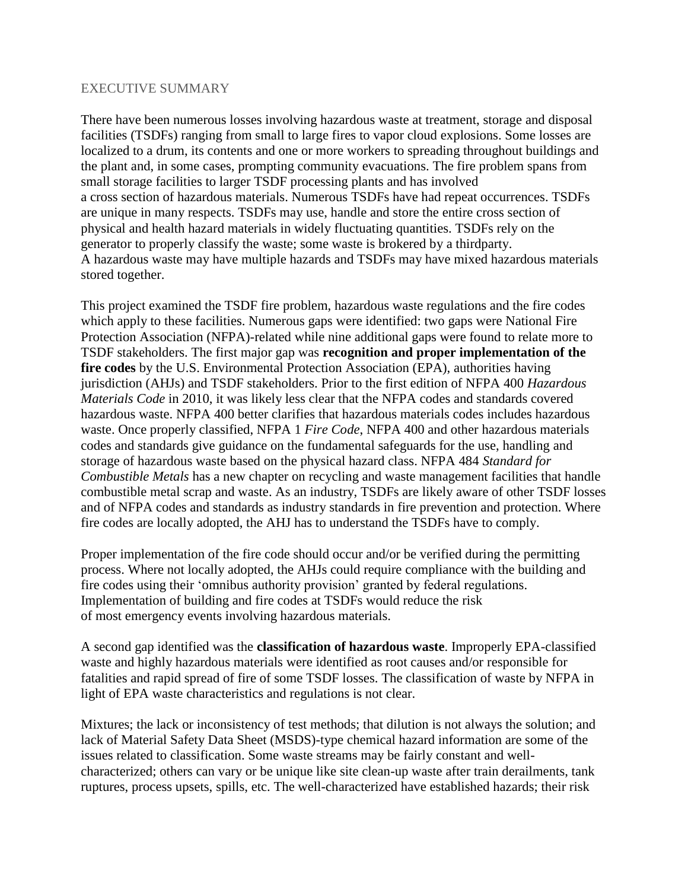## EXECUTIVE SUMMARY

There have been numerous losses involving hazardous waste at treatment, storage and disposal facilities (TSDFs) ranging from small to large fires to vapor cloud explosions. Some losses are localized to a drum, its contents and one or more workers to spreading throughout buildings and the plant and, in some cases, prompting community evacuations. The fire problem spans from small storage facilities to larger TSDF processing plants and has involved a cross section of hazardous materials. Numerous TSDFs have had repeat occurrences. TSDFs are unique in many respects. TSDFs may use, handle and store the entire cross section of physical and health hazard materials in widely fluctuating quantities. TSDFs rely on the generator to properly classify the waste; some waste is brokered by a thirdparty. A hazardous waste may have multiple hazards and TSDFs may have mixed hazardous materials stored together.

This project examined the TSDF fire problem, hazardous waste regulations and the fire codes which apply to these facilities. Numerous gaps were identified: two gaps were National Fire Protection Association (NFPA)-related while nine additional gaps were found to relate more to TSDF stakeholders. The first major gap was **recognition and proper implementation of the fire codes** by the U.S. Environmental Protection Association (EPA), authorities having jurisdiction (AHJs) and TSDF stakeholders. Prior to the first edition of NFPA 400 *Hazardous Materials Code* in 2010, it was likely less clear that the NFPA codes and standards covered hazardous waste. NFPA 400 better clarifies that hazardous materials codes includes hazardous waste. Once properly classified, NFPA 1 *Fire Code*, NFPA 400 and other hazardous materials codes and standards give guidance on the fundamental safeguards for the use, handling and storage of hazardous waste based on the physical hazard class. NFPA 484 *Standard for Combustible Metals* has a new chapter on recycling and waste management facilities that handle combustible metal scrap and waste. As an industry, TSDFs are likely aware of other TSDF losses and of NFPA codes and standards as industry standards in fire prevention and protection. Where fire codes are locally adopted, the AHJ has to understand the TSDFs have to comply.

Proper implementation of the fire code should occur and/or be verified during the permitting process. Where not locally adopted, the AHJs could require compliance with the building and fire codes using their 'omnibus authority provision' granted by federal regulations. Implementation of building and fire codes at TSDFs would reduce the risk of most emergency events involving hazardous materials.

A second gap identified was the **classification of hazardous waste**. Improperly EPA-classified waste and highly hazardous materials were identified as root causes and/or responsible for fatalities and rapid spread of fire of some TSDF losses. The classification of waste by NFPA in light of EPA waste characteristics and regulations is not clear.

Mixtures; the lack or inconsistency of test methods; that dilution is not always the solution; and lack of Material Safety Data Sheet (MSDS)-type chemical hazard information are some of the issues related to classification. Some waste streams may be fairly constant and well-characterized; others can vary or be unique like site clean-up waste after train derailments, tank ruptures, process upsets, spills, etc. The well-characterized have established hazards; their risk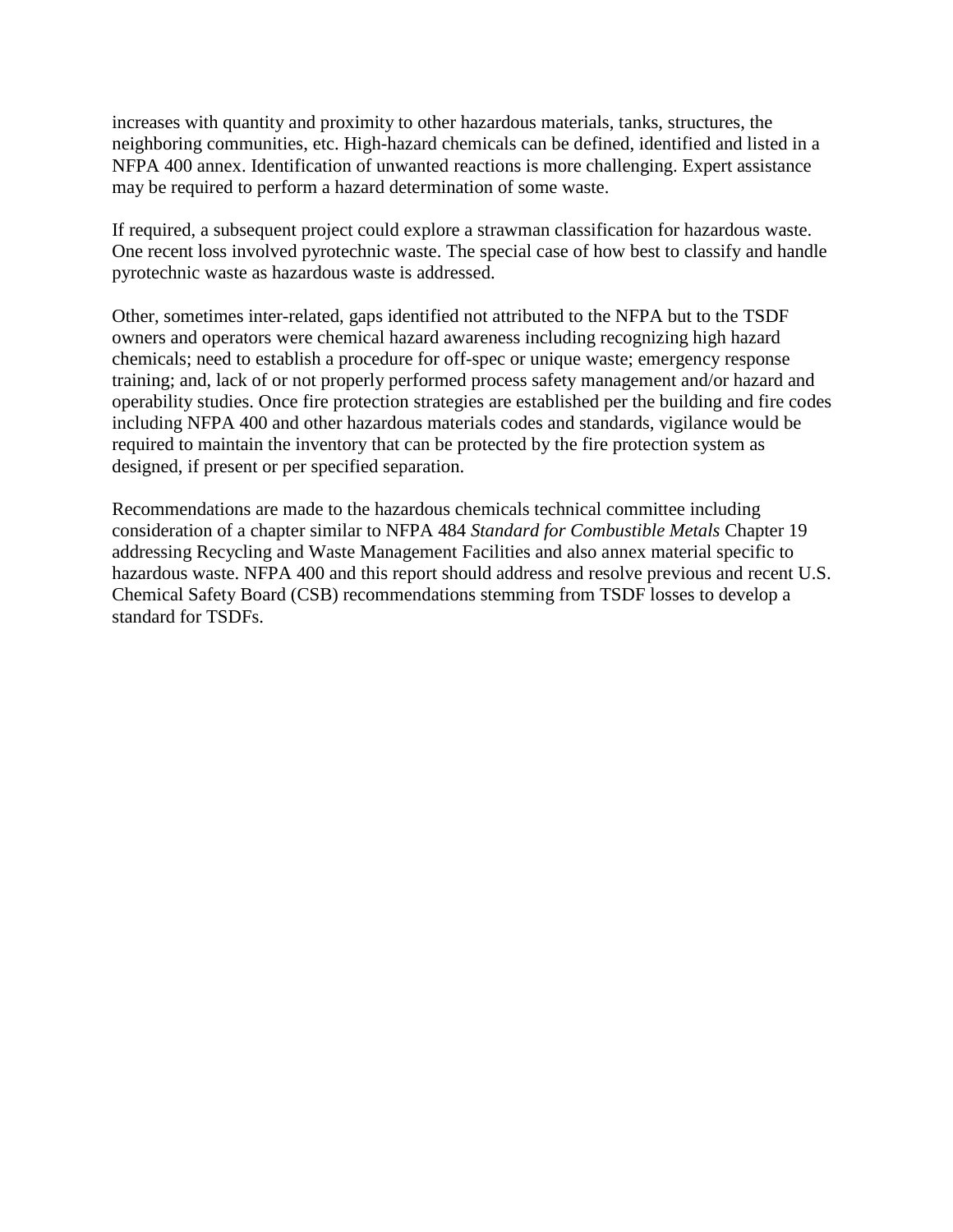increases with quantity and proximity to other hazardous materials, tanks, structures, the neighboring communities, etc. High-hazard chemicals can be defined, identified and listed in a NFPA 400 annex. Identification of unwanted reactions is more challenging. Expert assistance may be required to perform a hazard determination of some waste.

If required, a subsequent project could explore a strawman classification for hazardous waste. One recent loss involved pyrotechnic waste. The special case of how best to classify and handle pyrotechnic waste as hazardous waste is addressed.

Other, sometimes inter-related, gaps identified not attributed to the NFPA but to the TSDF owners and operators were chemical hazard awareness including recognizing high hazard chemicals; need to establish a procedure for off-spec or unique waste; emergency response training; and, lack of or not properly performed process safety management and/or hazard and operability studies. Once fire protection strategies are established per the building and fire codes including NFPA 400 and other hazardous materials codes and standards, vigilance would be required to maintain the inventory that can be protected by the fire protection system as designed, if present or per specified separation.

Recommendations are made to the hazardous chemicals technical committee including consideration of a chapter similar to NFPA 484 *Standard for Combustible Metals* Chapter 19 addressing Recycling and Waste Management Facilities and also annex material specific to hazardous waste. NFPA 400 and this report should address and resolve previous and recent U.S. Chemical Safety Board (CSB) recommendations stemming from TSDF losses to develop a standard for TSDFs.